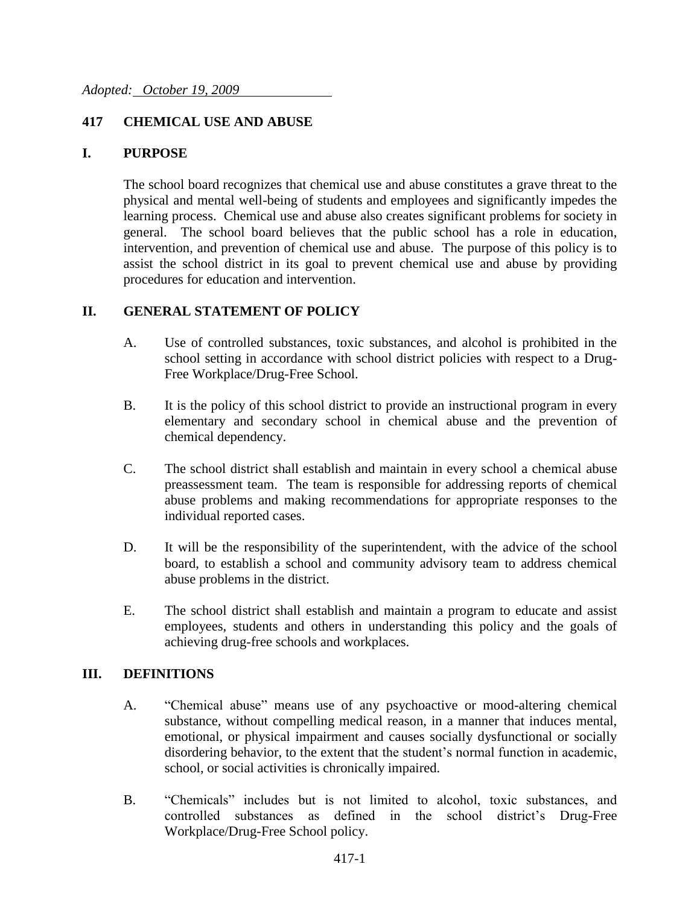*Adopted: October 19, 2009*

# 417 CHEMICAL USE AND ABUSE

## I. PURPOSE

The school board recognizes that chemical use and abuse constitutes a grave threat to the physical and mental well-being of students and employees and significantly impedes the learning process. Chemical use and abuse also creates significant problems for society in general. The school board believes that the public school has a role in education, intervention, and prevention of chemical use and abuse. The purpose of this policy is to assist the school district in its goal to prevent chemical use and abuse by providing procedures for education and intervention.

## II. GENERAL STATEMENT OF POLICY

A. Use of controlled substances, toxic substances, and alcohol is prohibited in the school setting in accordance with school district policies with respect to a Drug-Free Workplace/Drug-Free School.

B. It is the policy of this school district to provide an instructional program in every elementary and secondary school in chemical abuse and the prevention of chemical dependency.

C. The school district shall establish and maintain in every school a chemical abuse preassessment team. The team is responsible for addressing reports of chemical abuse problems and making recommendations for appropriate responses to the individual reported cases.

D. It will be the responsibility of the superintendent, with the advice of the school board, to establish a school and community advisory team to address chemical abuse problems in the district.

E. The school district shall establish and maintain a program to educate and assist employees, students and others in understanding this policy and the goals of achieving drug-free schools and workplaces.

## III. DEFINITIONS

A. "Chemical abuse" means use of any psychoactive or mood-altering chemical substance, without compelling medical reason, in a manner that induces mental, emotional, or physical impairment and causes socially dysfunctional or socially disordering behavior, to the extent that the student's normal function in academic, school, or social activities is chronically impaired.

B. "Chemicals" includes but is not limited to alcohol, toxic substances, and controlled substances as defined in the school district's Drug-Free Workplace/Drug-Free School policy.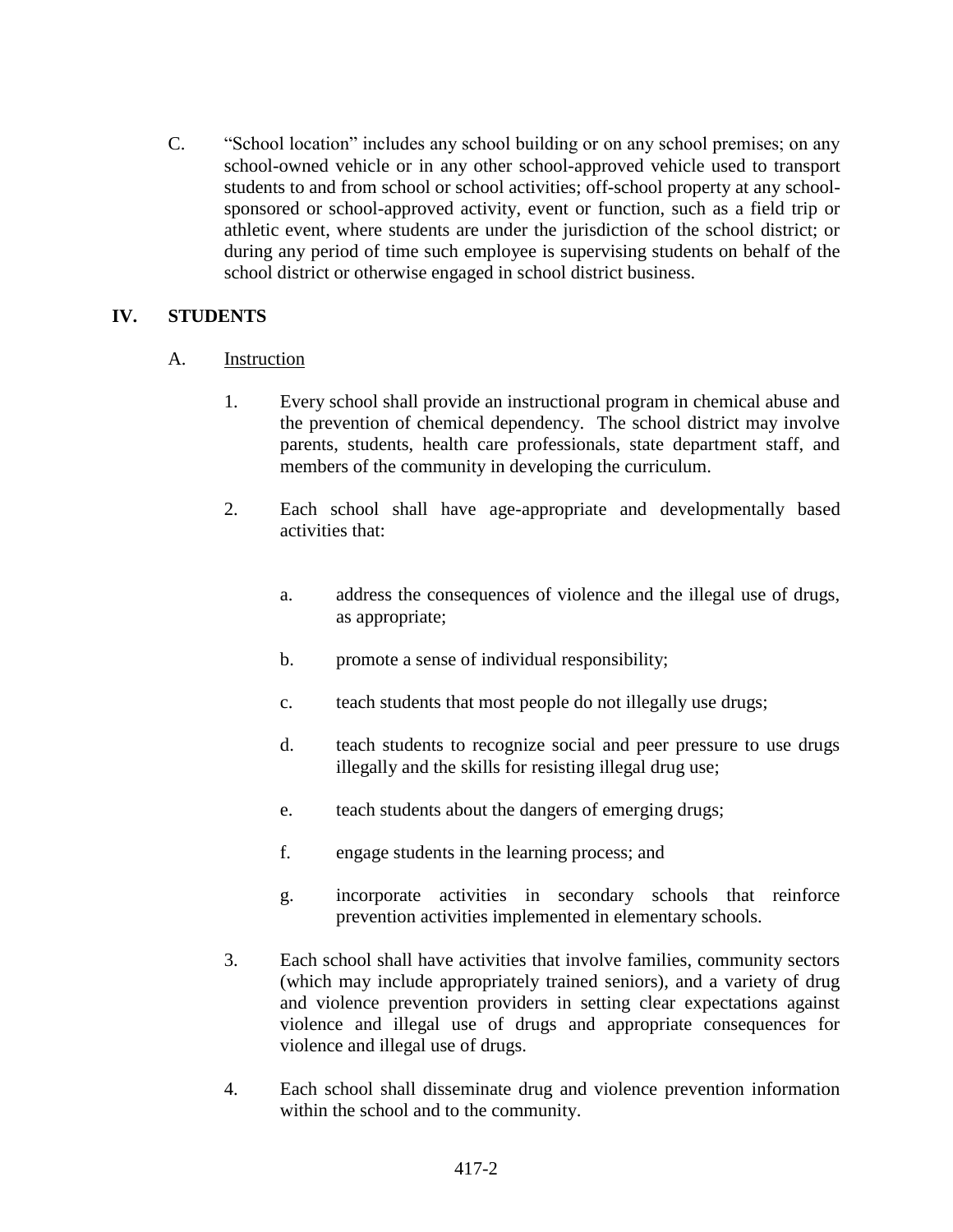C. "School location" includes any school building or on any school premises; on any school-owned vehicle or in any other school-approved vehicle used to transport students to and from school or school activities; off-school property at any school-sponsored or school-approved activity, event or function, such as a field trip or athletic event, where students are under the jurisdiction of the school district; or during any period of time such employee is supervising students on behalf of the school district or otherwise engaged in school district business.

## IV. STUDENTS

A. Instruction

1. Every school shall provide an instructional program in chemical abuse and the prevention of chemical dependency. The school district may involve parents, students, health care professionals, state department staff, and members of the community in developing the curriculum.

2. Each school shall have age-appropriate and developmentally based activities that:

   a. address the consequences of violence and the illegal use of drugs, as appropriate;

   b. promote a sense of individual responsibility;

   c. teach students that most people do not illegally use drugs;

   d. teach students to recognize social and peer pressure to use drugs illegally and the skills for resisting illegal drug use;

   e. teach students about the dangers of emerging drugs;

   f. engage students in the learning process; and

   g. incorporate activities in secondary schools that reinforce prevention activities implemented in elementary schools.

3. Each school shall have activities that involve families, community sectors (which may include appropriately trained seniors), and a variety of drug and violence prevention providers in setting clear expectations against violence and illegal use of drugs and appropriate consequences for violence and illegal use of drugs.

4. Each school shall disseminate drug and violence prevention information within the school and to the community.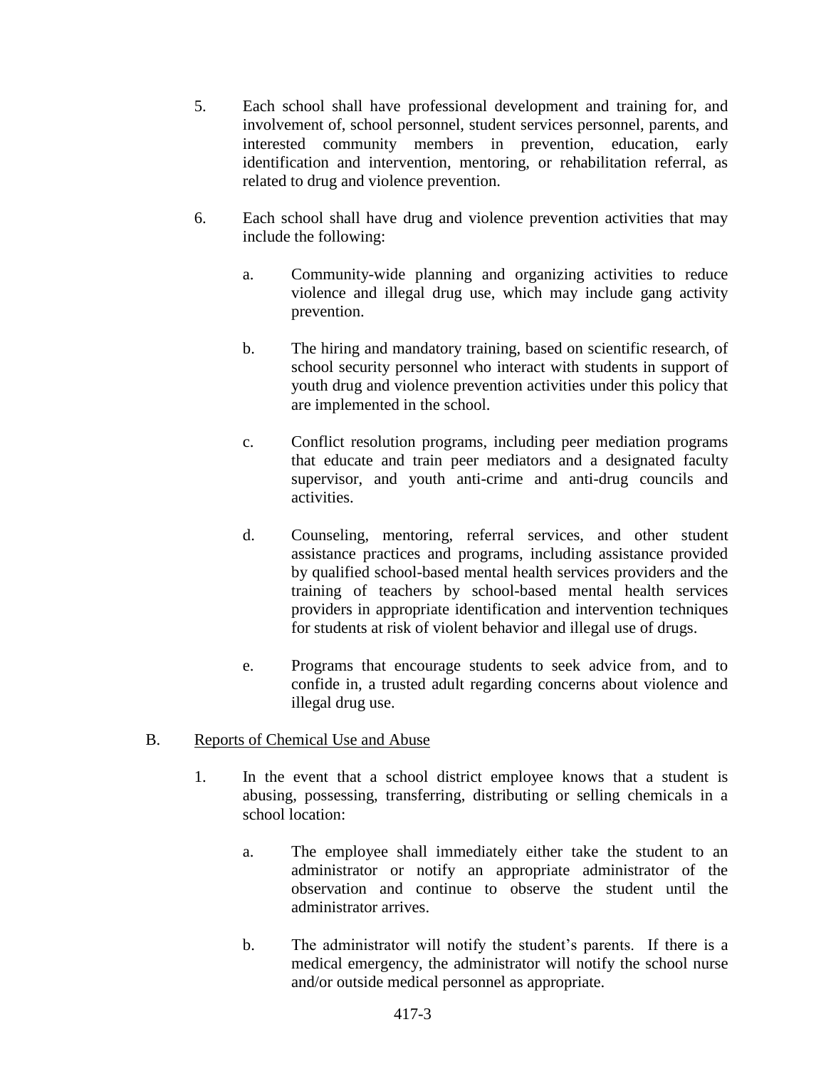5. Each school shall have professional development and training for, and involvement of, school personnel, student services personnel, parents, and interested community members in prevention, education, early identification and intervention, mentoring, or rehabilitation referral, as related to drug and violence prevention.

6. Each school shall have drug and violence prevention activities that may include the following:

   a. Community-wide planning and organizing activities to reduce violence and illegal drug use, which may include gang activity prevention.

   b. The hiring and mandatory training, based on scientific research, of school security personnel who interact with students in support of youth drug and violence prevention activities under this policy that are implemented in the school.

   c. Conflict resolution programs, including peer mediation programs that educate and train peer mediators and a designated faculty supervisor, and youth anti-crime and anti-drug councils and activities.

   d. Counseling, mentoring, referral services, and other student assistance practices and programs, including assistance provided by qualified school-based mental health services providers and the training of teachers by school-based mental health services providers in appropriate identification and intervention techniques for students at risk of violent behavior and illegal use of drugs.

   e. Programs that encourage students to seek advice from, and to confide in, a trusted adult regarding concerns about violence and illegal drug use.

B. <u>Reports of Chemical Use and Abuse</u>

1. In the event that a school district employee knows that a student is abusing, possessing, transferring, distributing or selling chemicals in a school location:

   a. The employee shall immediately either take the student to an administrator or notify an appropriate administrator of the observation and continue to observe the student until the administrator arrives.

   b. The administrator will notify the student's parents. If there is a medical emergency, the administrator will notify the school nurse and/or outside medical personnel as appropriate.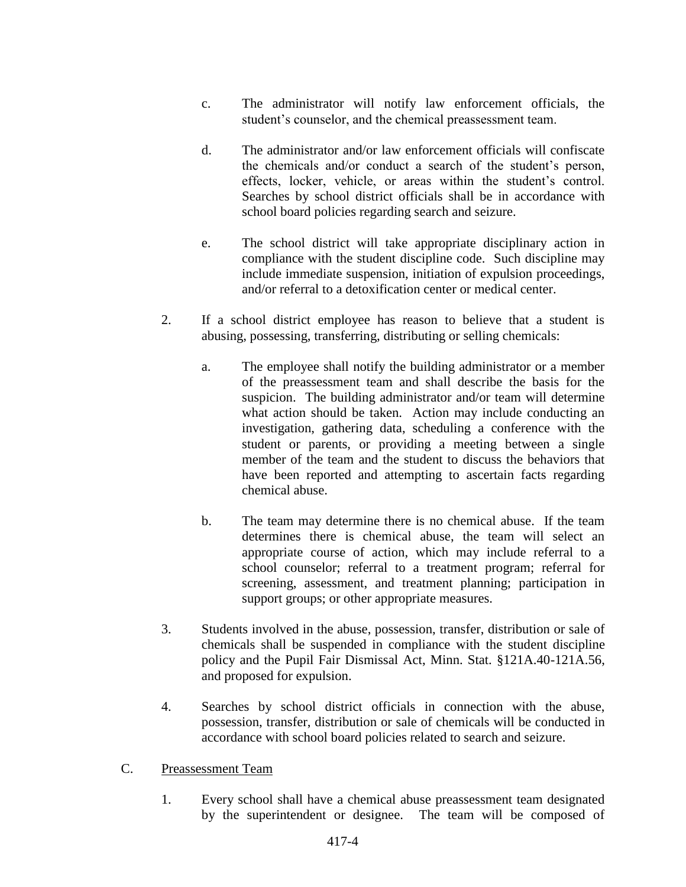c. The administrator will notify law enforcement officials, the student's counselor, and the chemical preassessment team.

d. The administrator and/or law enforcement officials will confiscate the chemicals and/or conduct a search of the student's person, effects, locker, vehicle, or areas within the student's control. Searches by school district officials shall be in accordance with school board policies regarding search and seizure.

e. The school district will take appropriate disciplinary action in compliance with the student discipline code. Such discipline may include immediate suspension, initiation of expulsion proceedings, and/or referral to a detoxification center or medical center.

2. If a school district employee has reason to believe that a student is abusing, possessing, transferring, distributing or selling chemicals:

   a. The employee shall notify the building administrator or a member of the preassessment team and shall describe the basis for the suspicion. The building administrator and/or team will determine what action should be taken. Action may include conducting an investigation, gathering data, scheduling a conference with the student or parents, or providing a meeting between a single member of the team and the student to discuss the behaviors that have been reported and attempting to ascertain facts regarding chemical abuse.

   b. The team may determine there is no chemical abuse. If the team determines there is chemical abuse, the team will select an appropriate course of action, which may include referral to a school counselor; referral to a treatment program; referral for screening, assessment, and treatment planning; participation in support groups; or other appropriate measures.

3. Students involved in the abuse, possession, transfer, distribution or sale of chemicals shall be suspended in compliance with the student discipline policy and the Pupil Fair Dismissal Act, Minn. Stat. §121A.40-121A.56, and proposed for expulsion.

4. Searches by school district officials in connection with the abuse, possession, transfer, distribution or sale of chemicals will be conducted in accordance with school board policies related to search and seizure.

C. <u>Preassessment Team</u>

1. Every school shall have a chemical abuse preassessment team designated by the superintendent or designee. The team will be composed of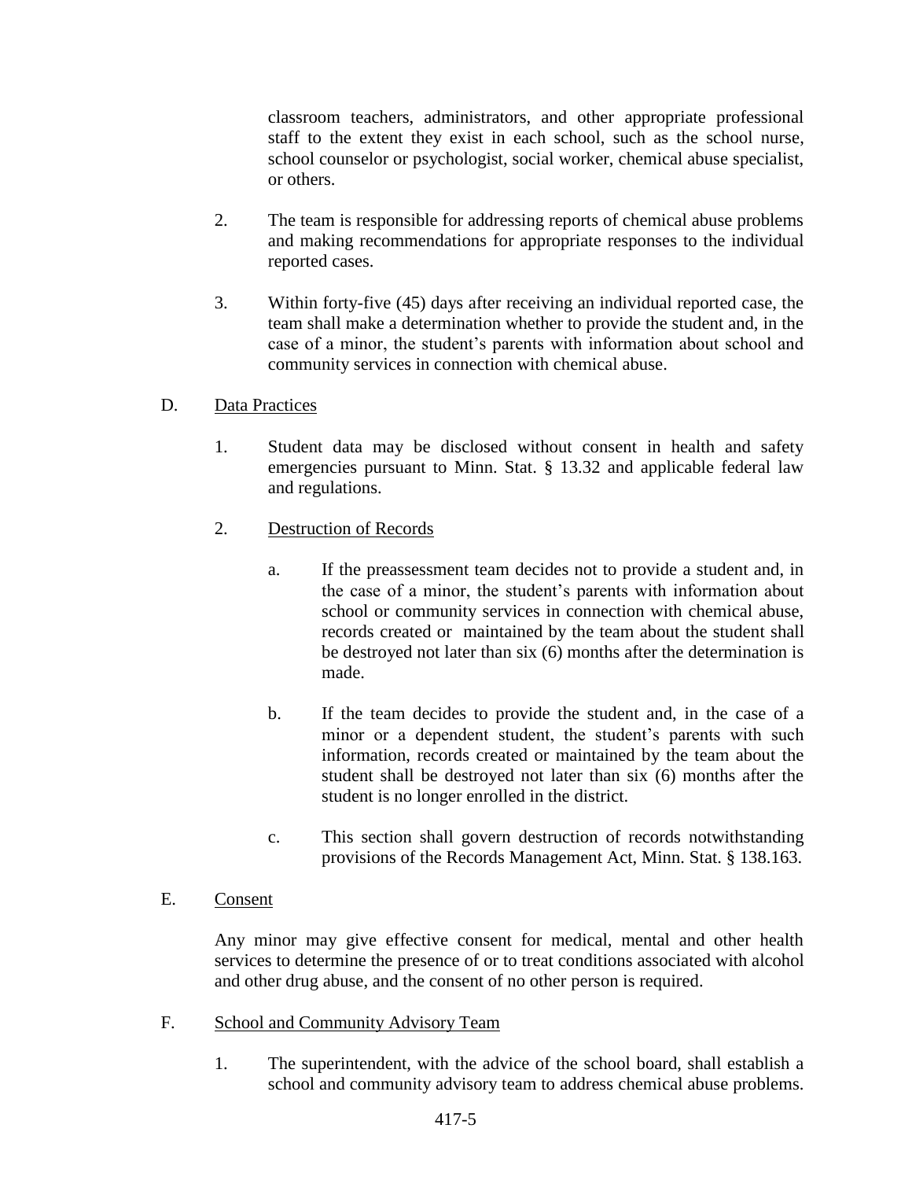classroom teachers, administrators, and other appropriate professional staff to the extent they exist in each school, such as the school nurse, school counselor or psychologist, social worker, chemical abuse specialist, or others.

2. The team is responsible for addressing reports of chemical abuse problems and making recommendations for appropriate responses to the individual reported cases.

3. Within forty-five (45) days after receiving an individual reported case, the team shall make a determination whether to provide the student and, in the case of a minor, the student's parents with information about school and community services in connection with chemical abuse.

D. <u>Data Practices</u>

1. Student data may be disclosed without consent in health and safety emergencies pursuant to Minn. Stat. § 13.32 and applicable federal law and regulations.

2. <u>Destruction of Records</u>

   a. If the preassessment team decides not to provide a student and, in the case of a minor, the student's parents with information about school or community services in connection with chemical abuse, records created or maintained by the team about the student shall be destroyed not later than six (6) months after the determination is made.

   b. If the team decides to provide the student and, in the case of a minor or a dependent student, the student's parents with such information, records created or maintained by the team about the student shall be destroyed not later than six (6) months after the student is no longer enrolled in the district.

   c. This section shall govern destruction of records notwithstanding provisions of the Records Management Act, Minn. Stat. § 138.163.

E. <u>Consent</u>

Any minor may give effective consent for medical, mental and other health services to determine the presence of or to treat conditions associated with alcohol and other drug abuse, and the consent of no other person is required.

F. <u>School and Community Advisory Team</u>

1. The superintendent, with the advice of the school board, shall establish a school and community advisory team to address chemical abuse problems.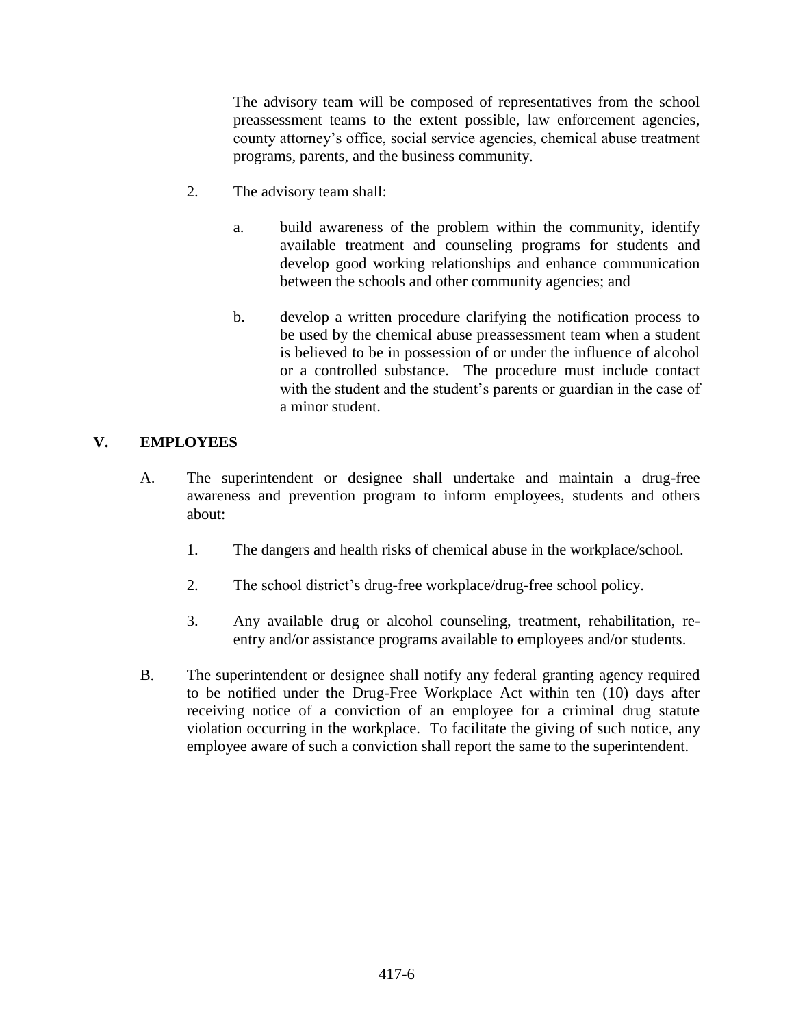The advisory team will be composed of representatives from the school preassessment teams to the extent possible, law enforcement agencies, county attorney's office, social service agencies, chemical abuse treatment programs, parents, and the business community.

2. The advisory team shall:

   a. build awareness of the problem within the community, identify available treatment and counseling programs for students and develop good working relationships and enhance communication between the schools and other community agencies; and

   b. develop a written procedure clarifying the notification process to be used by the chemical abuse preassessment team when a student is believed to be in possession of or under the influence of alcohol or a controlled substance. The procedure must include contact with the student and the student's parents or guardian in the case of a minor student.

## V. EMPLOYEES

A. The superintendent or designee shall undertake and maintain a drug-free awareness and prevention program to inform employees, students and others about:

   1. The dangers and health risks of chemical abuse in the workplace/school.

   2. The school district's drug-free workplace/drug-free school policy.

   3. Any available drug or alcohol counseling, treatment, rehabilitation, re-entry and/or assistance programs available to employees and/or students.

B. The superintendent or designee shall notify any federal granting agency required to be notified under the Drug-Free Workplace Act within ten (10) days after receiving notice of a conviction of an employee for a criminal drug statute violation occurring in the workplace. To facilitate the giving of such notice, any employee aware of such a conviction shall report the same to the superintendent.